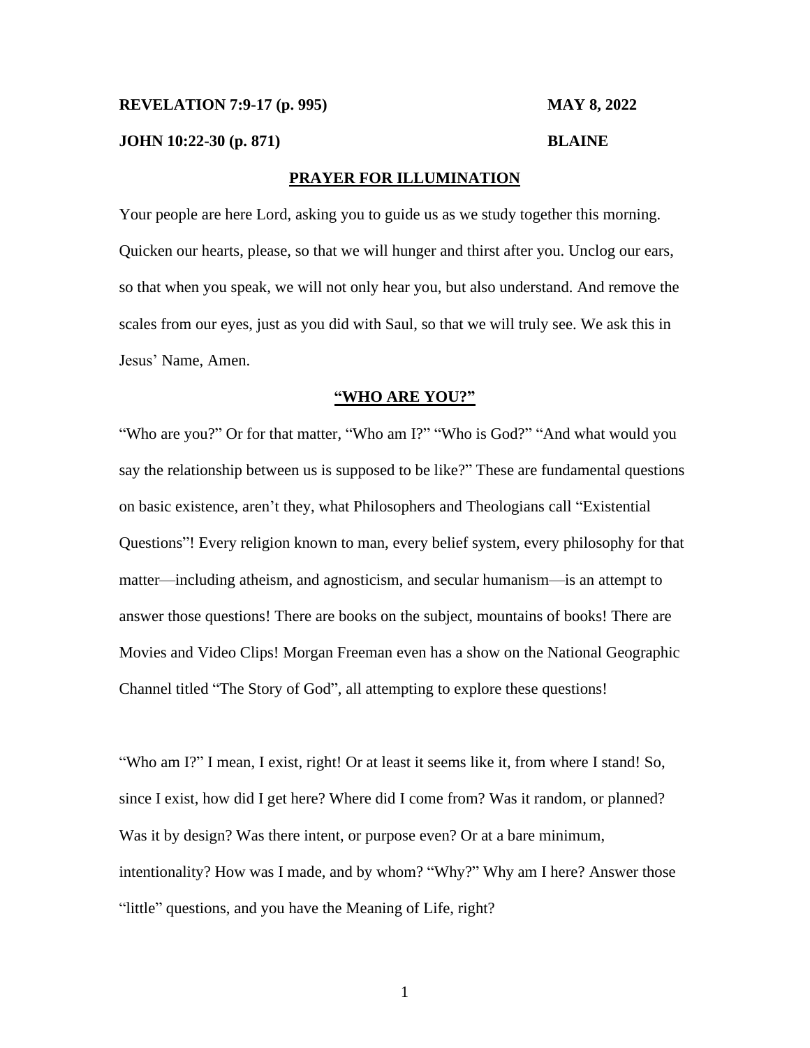**REVELATION 7:9-17 (p. 995)** **MAY 8, 2022**

**JOHN 10:22-30 (p. 871)** **BLAINE**

## PRAYER FOR ILLUMINATION

Your people are here Lord, asking you to guide us as we study together this morning. Quicken our hearts, please, so that we will hunger and thirst after you. Unclog our ears, so that when you speak, we will not only hear you, but also understand. And remove the scales from our eyes, just as you did with Saul, so that we will truly see. We ask this in Jesus' Name, Amen.

## "WHO ARE YOU?"

"Who are you?" Or for that matter, "Who am I?" "Who is God?" "And what would you say the relationship between us is supposed to be like?" These are fundamental questions on basic existence, aren't they, what Philosophers and Theologians call "Existential Questions"! Every religion known to man, every belief system, every philosophy for that matter—including atheism, and agnosticism, and secular humanism—is an attempt to answer those questions! There are books on the subject, mountains of books! There are Movies and Video Clips! Morgan Freeman even has a show on the National Geographic Channel titled "The Story of God", all attempting to explore these questions!

"Who am I?" I mean, I exist, right! Or at least it seems like it, from where I stand! So, since I exist, how did I get here? Where did I come from? Was it random, or planned? Was it by design? Was there intent, or purpose even? Or at a bare minimum, intentionality? How was I made, and by whom? "Why?" Why am I here? Answer those "little" questions, and you have the Meaning of Life, right?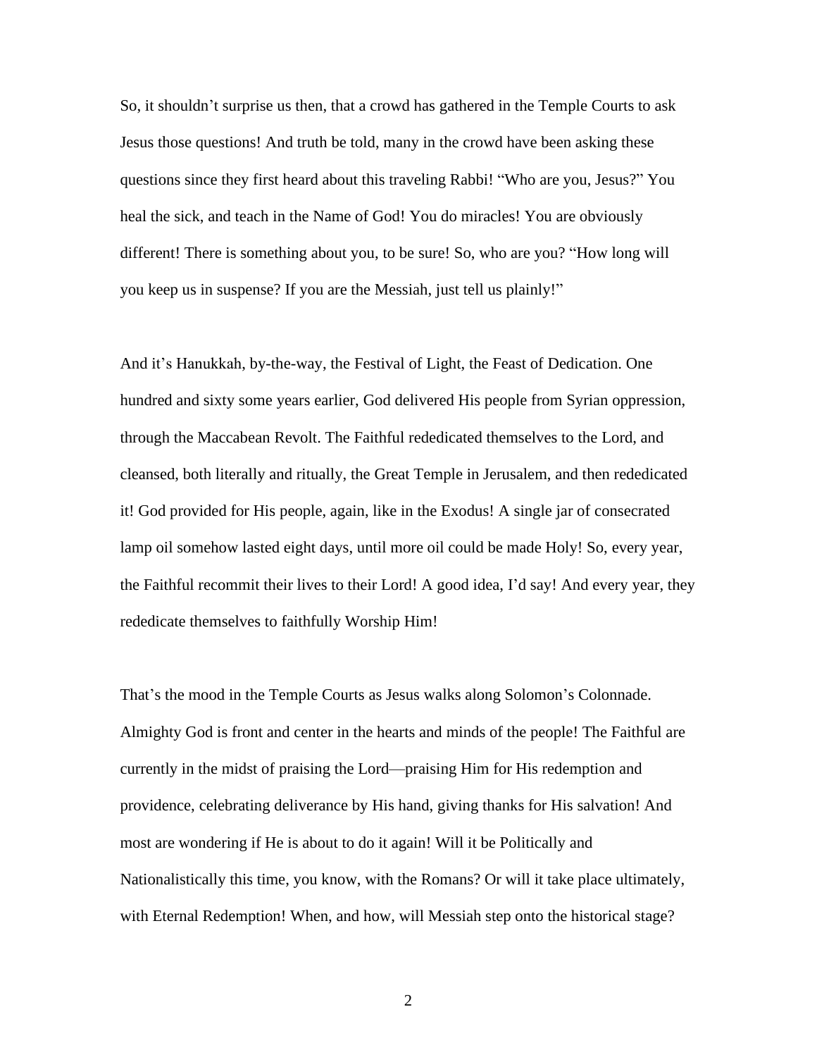So, it shouldn't surprise us then, that a crowd has gathered in the Temple Courts to ask Jesus those questions! And truth be told, many in the crowd have been asking these questions since they first heard about this traveling Rabbi! "Who are you, Jesus?" You heal the sick, and teach in the Name of God! You do miracles! You are obviously different! There is something about you, to be sure! So, who are you? "How long will you keep us in suspense? If you are the Messiah, just tell us plainly!"

And it's Hanukkah, by-the-way, the Festival of Light, the Feast of Dedication. One hundred and sixty some years earlier, God delivered His people from Syrian oppression, through the Maccabean Revolt. The Faithful rededicated themselves to the Lord, and cleansed, both literally and ritually, the Great Temple in Jerusalem, and then rededicated it! God provided for His people, again, like in the Exodus! A single jar of consecrated lamp oil somehow lasted eight days, until more oil could be made Holy! So, every year, the Faithful recommit their lives to their Lord! A good idea, I'd say! And every year, they rededicate themselves to faithfully Worship Him!

That's the mood in the Temple Courts as Jesus walks along Solomon's Colonnade. Almighty God is front and center in the hearts and minds of the people! The Faithful are currently in the midst of praising the Lord—praising Him for His redemption and providence, celebrating deliverance by His hand, giving thanks for His salvation! And most are wondering if He is about to do it again! Will it be Politically and Nationalistically this time, you know, with the Romans? Or will it take place ultimately, with Eternal Redemption! When, and how, will Messiah step onto the historical stage?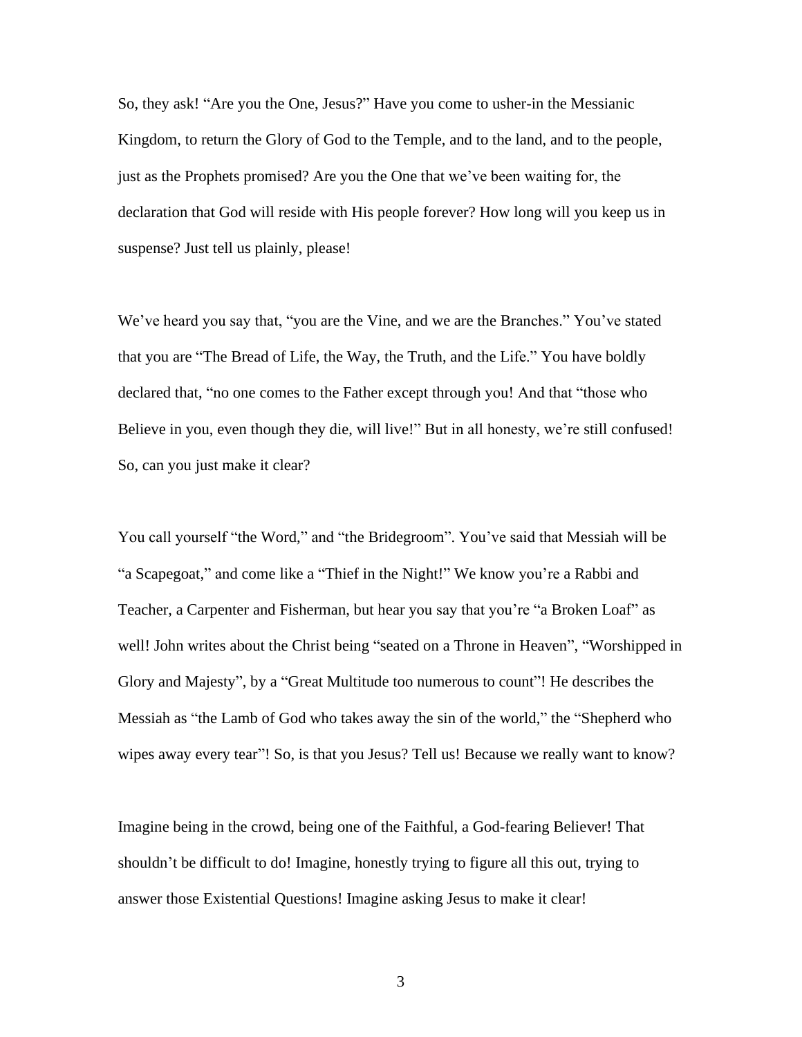So, they ask! "Are you the One, Jesus?" Have you come to usher-in the Messianic Kingdom, to return the Glory of God to the Temple, and to the land, and to the people, just as the Prophets promised? Are you the One that we've been waiting for, the declaration that God will reside with His people forever? How long will you keep us in suspense? Just tell us plainly, please!

We've heard you say that, "you are the Vine, and we are the Branches." You've stated that you are "The Bread of Life, the Way, the Truth, and the Life." You have boldly declared that, "no one comes to the Father except through you! And that "those who Believe in you, even though they die, will live!" But in all honesty, we're still confused! So, can you just make it clear?

You call yourself "the Word," and "the Bridegroom". You've said that Messiah will be "a Scapegoat," and come like a "Thief in the Night!" We know you're a Rabbi and Teacher, a Carpenter and Fisherman, but hear you say that you're "a Broken Loaf" as well! John writes about the Christ being "seated on a Throne in Heaven", "Worshipped in Glory and Majesty", by a "Great Multitude too numerous to count"! He describes the Messiah as "the Lamb of God who takes away the sin of the world," the "Shepherd who wipes away every tear"! So, is that you Jesus? Tell us! Because we really want to know?

Imagine being in the crowd, being one of the Faithful, a God-fearing Believer! That shouldn't be difficult to do! Imagine, honestly trying to figure all this out, trying to answer those Existential Questions! Imagine asking Jesus to make it clear!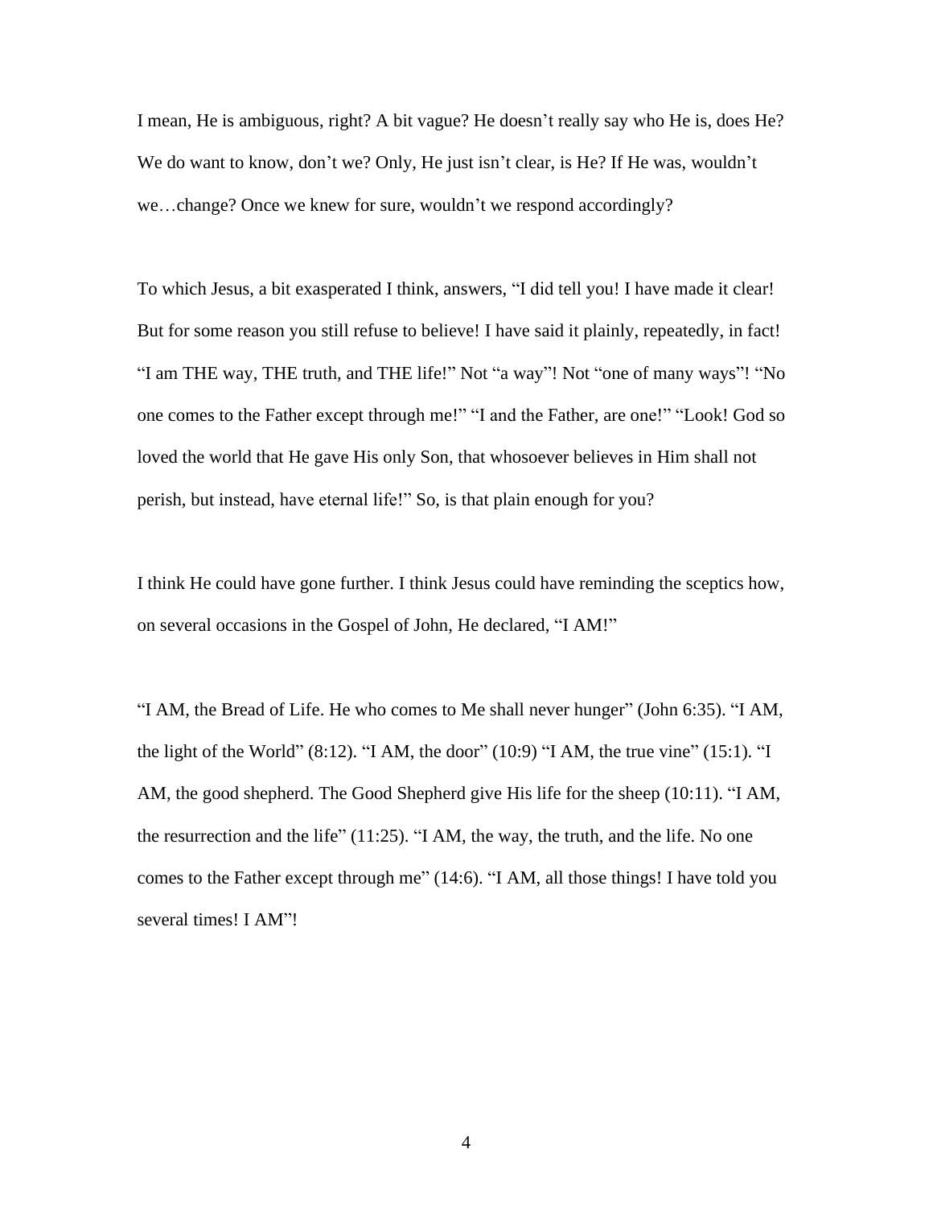I mean, He is ambiguous, right? A bit vague? He doesn't really say who He is, does He? We do want to know, don't we? Only, He just isn't clear, is He? If He was, wouldn't we…change? Once we knew for sure, wouldn't we respond accordingly?

To which Jesus, a bit exasperated I think, answers, "I did tell you! I have made it clear! But for some reason you still refuse to believe! I have said it plainly, repeatedly, in fact! "I am THE way, THE truth, and THE life!" Not "a way"! Not "one of many ways"! "No one comes to the Father except through me!" "I and the Father, are one!" "Look! God so loved the world that He gave His only Son, that whosoever believes in Him shall not perish, but instead, have eternal life!" So, is that plain enough for you?

I think He could have gone further. I think Jesus could have reminding the sceptics how, on several occasions in the Gospel of John, He declared, "I AM!"

"I AM, the Bread of Life. He who comes to Me shall never hunger" (John 6:35). "I AM, the light of the World" (8:12). "I AM, the door" (10:9) "I AM, the true vine" (15:1). "I AM, the good shepherd. The Good Shepherd give His life for the sheep (10:11). "I AM, the resurrection and the life" (11:25). "I AM, the way, the truth, and the life. No one comes to the Father except through me" (14:6). "I AM, all those things! I have told you several times! I AM"!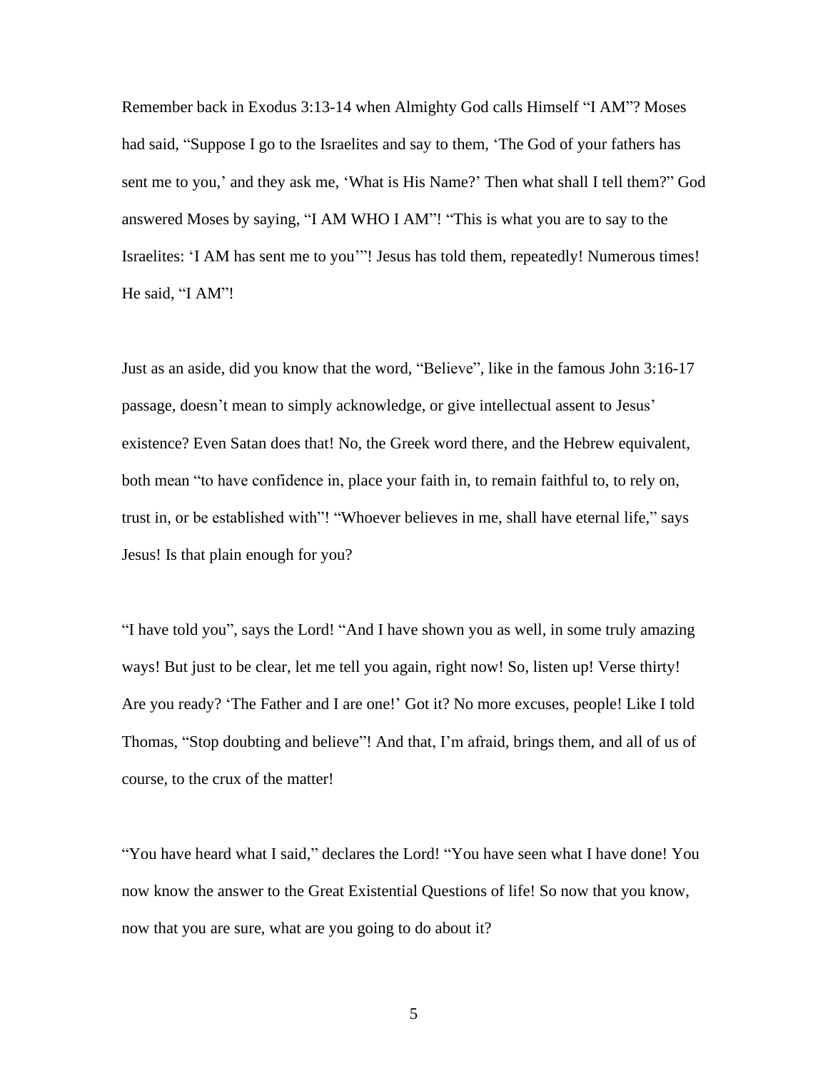Remember back in Exodus 3:13-14 when Almighty God calls Himself "I AM"? Moses had said, "Suppose I go to the Israelites and say to them, 'The God of your fathers has sent me to you,' and they ask me, 'What is His Name?' Then what shall I tell them?" God answered Moses by saying, "I AM WHO I AM"! "This is what you are to say to the Israelites: 'I AM has sent me to you'"! Jesus has told them, repeatedly! Numerous times! He said, "I AM"!

Just as an aside, did you know that the word, "Believe", like in the famous John 3:16-17 passage, doesn't mean to simply acknowledge, or give intellectual assent to Jesus' existence? Even Satan does that! No, the Greek word there, and the Hebrew equivalent, both mean "to have confidence in, place your faith in, to remain faithful to, to rely on, trust in, or be established with"! "Whoever believes in me, shall have eternal life," says Jesus! Is that plain enough for you?

"I have told you", says the Lord! "And I have shown you as well, in some truly amazing ways! But just to be clear, let me tell you again, right now! So, listen up! Verse thirty! Are you ready? 'The Father and I are one!' Got it? No more excuses, people! Like I told Thomas, "Stop doubting and believe"! And that, I'm afraid, brings them, and all of us of course, to the crux of the matter!

"You have heard what I said," declares the Lord! "You have seen what I have done! You now know the answer to the Great Existential Questions of life! So now that you know, now that you are sure, what are you going to do about it?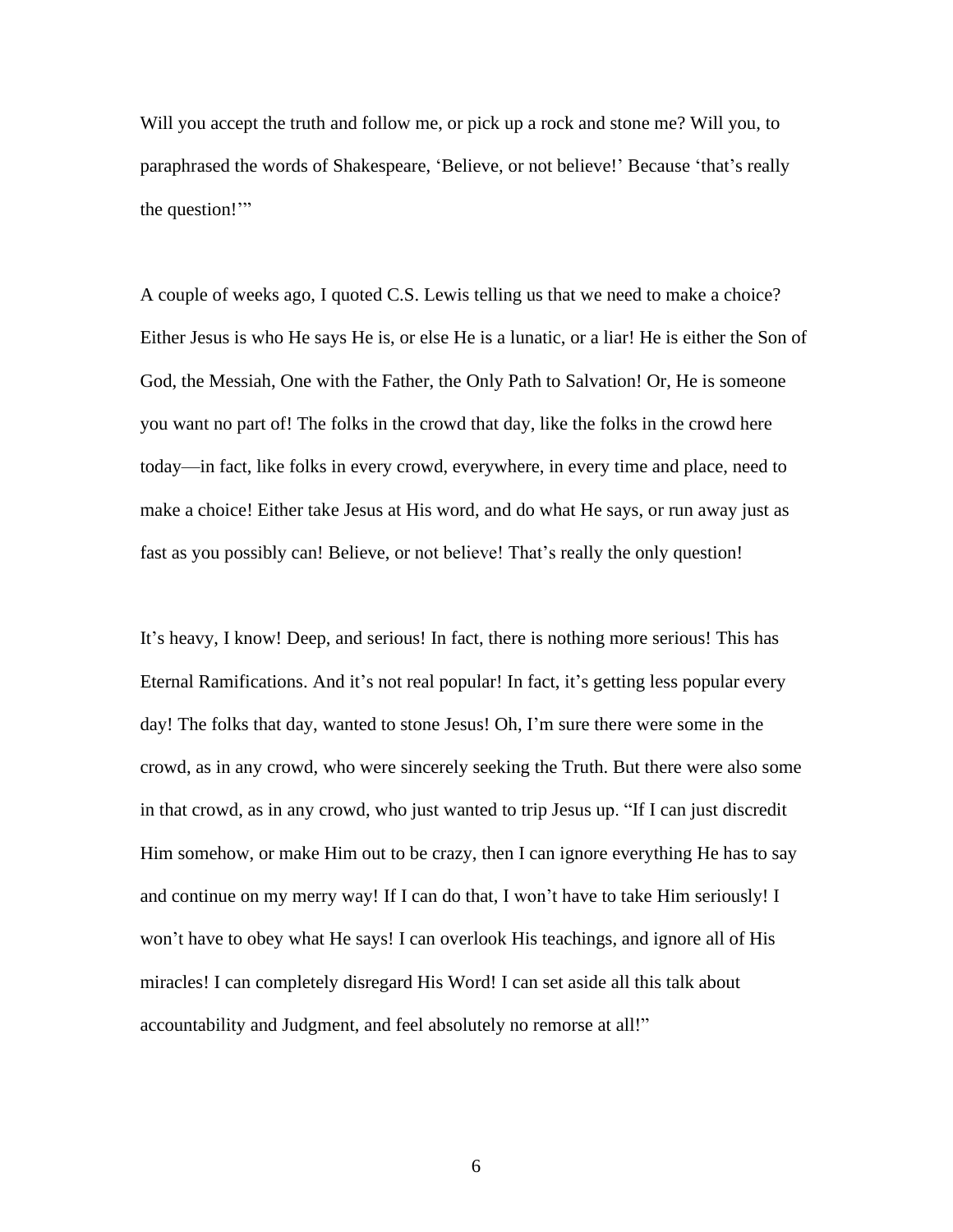Will you accept the truth and follow me, or pick up a rock and stone me? Will you, to paraphrased the words of Shakespeare, 'Believe, or not believe!' Because 'that's really the question!'"

A couple of weeks ago, I quoted C.S. Lewis telling us that we need to make a choice? Either Jesus is who He says He is, or else He is a lunatic, or a liar! He is either the Son of God, the Messiah, One with the Father, the Only Path to Salvation! Or, He is someone you want no part of! The folks in the crowd that day, like the folks in the crowd here today—in fact, like folks in every crowd, everywhere, in every time and place, need to make a choice! Either take Jesus at His word, and do what He says, or run away just as fast as you possibly can! Believe, or not believe! That's really the only question!

It's heavy, I know! Deep, and serious! In fact, there is nothing more serious! This has Eternal Ramifications. And it's not real popular! In fact, it's getting less popular every day! The folks that day, wanted to stone Jesus! Oh, I'm sure there were some in the crowd, as in any crowd, who were sincerely seeking the Truth. But there were also some in that crowd, as in any crowd, who just wanted to trip Jesus up. "If I can just discredit Him somehow, or make Him out to be crazy, then I can ignore everything He has to say and continue on my merry way! If I can do that, I won't have to take Him seriously! I won't have to obey what He says! I can overlook His teachings, and ignore all of His miracles! I can completely disregard His Word! I can set aside all this talk about accountability and Judgment, and feel absolutely no remorse at all!"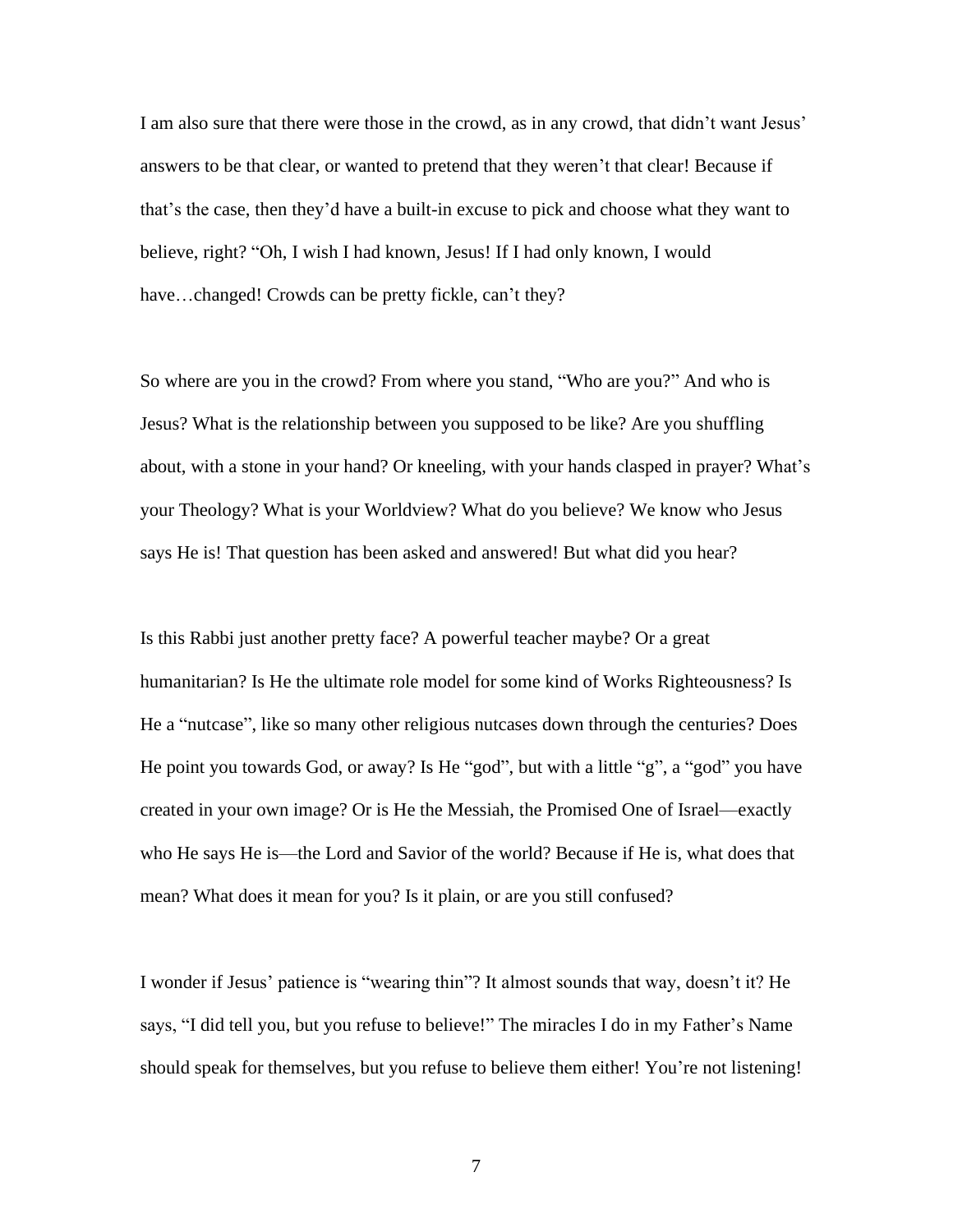I am also sure that there were those in the crowd, as in any crowd, that didn't want Jesus' answers to be that clear, or wanted to pretend that they weren't that clear! Because if that's the case, then they'd have a built-in excuse to pick and choose what they want to believe, right? "Oh, I wish I had known, Jesus! If I had only known, I would have…changed! Crowds can be pretty fickle, can't they?

So where are you in the crowd? From where you stand, "Who are you?" And who is Jesus? What is the relationship between you supposed to be like? Are you shuffling about, with a stone in your hand? Or kneeling, with your hands clasped in prayer? What's your Theology? What is your Worldview? What do you believe? We know who Jesus says He is! That question has been asked and answered! But what did you hear?

Is this Rabbi just another pretty face? A powerful teacher maybe? Or a great humanitarian? Is He the ultimate role model for some kind of Works Righteousness? Is He a "nutcase", like so many other religious nutcases down through the centuries? Does He point you towards God, or away? Is He "god", but with a little "g", a "god" you have created in your own image? Or is He the Messiah, the Promised One of Israel—exactly who He says He is—the Lord and Savior of the world? Because if He is, what does that mean? What does it mean for you? Is it plain, or are you still confused?

I wonder if Jesus' patience is "wearing thin"? It almost sounds that way, doesn't it? He says, "I did tell you, but you refuse to believe!" The miracles I do in my Father's Name should speak for themselves, but you refuse to believe them either! You're not listening!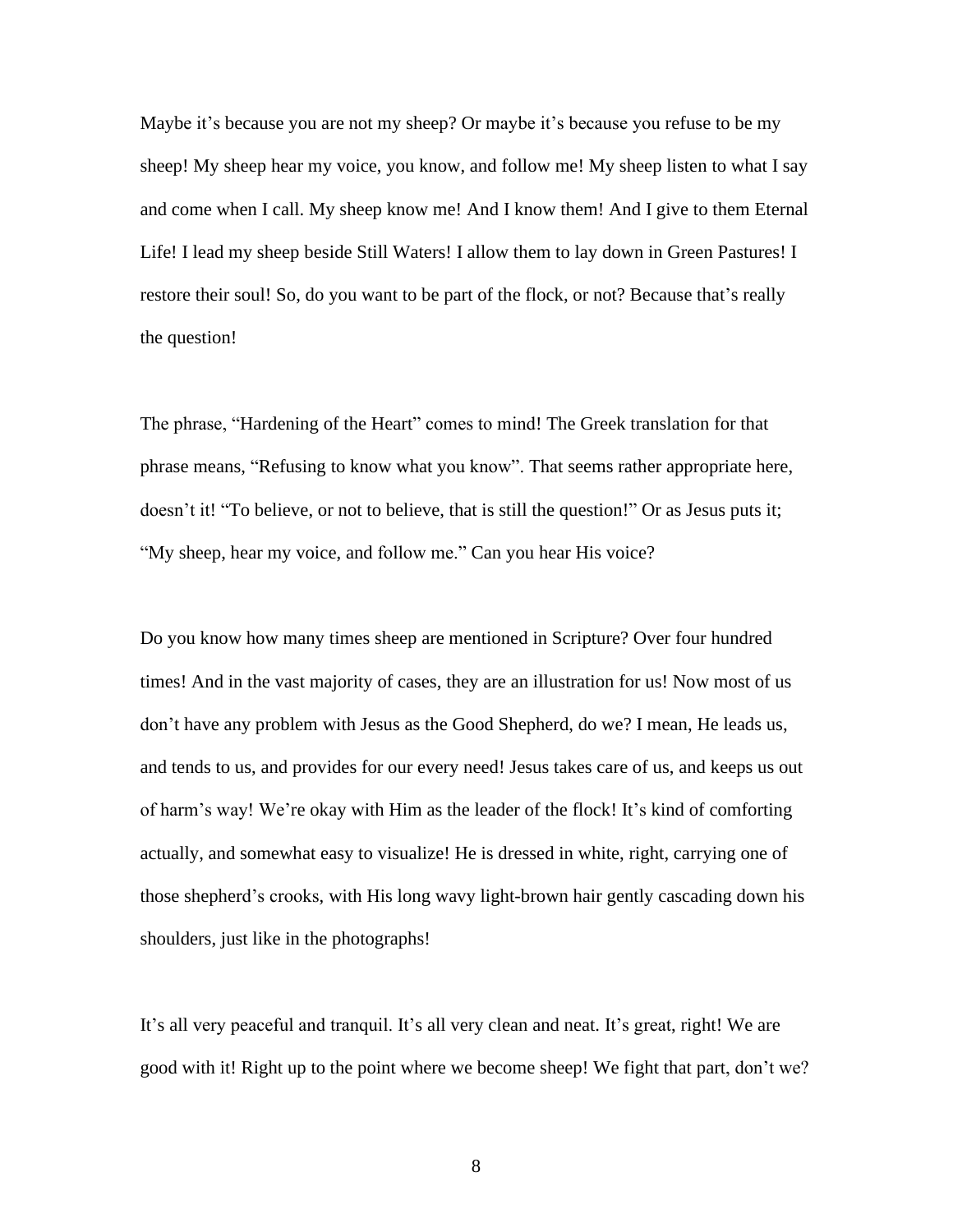Maybe it's because you are not my sheep? Or maybe it's because you refuse to be my sheep! My sheep hear my voice, you know, and follow me! My sheep listen to what I say and come when I call. My sheep know me! And I know them! And I give to them Eternal Life! I lead my sheep beside Still Waters! I allow them to lay down in Green Pastures! I restore their soul! So, do you want to be part of the flock, or not? Because that's really the question!

The phrase, "Hardening of the Heart" comes to mind! The Greek translation for that phrase means, "Refusing to know what you know". That seems rather appropriate here, doesn't it! "To believe, or not to believe, that is still the question!" Or as Jesus puts it; "My sheep, hear my voice, and follow me." Can you hear His voice?

Do you know how many times sheep are mentioned in Scripture? Over four hundred times! And in the vast majority of cases, they are an illustration for us! Now most of us don't have any problem with Jesus as the Good Shepherd, do we? I mean, He leads us, and tends to us, and provides for our every need! Jesus takes care of us, and keeps us out of harm's way! We're okay with Him as the leader of the flock! It's kind of comforting actually, and somewhat easy to visualize! He is dressed in white, right, carrying one of those shepherd's crooks, with His long wavy light-brown hair gently cascading down his shoulders, just like in the photographs!

It's all very peaceful and tranquil. It's all very clean and neat. It's great, right! We are good with it! Right up to the point where we become sheep! We fight that part, don't we?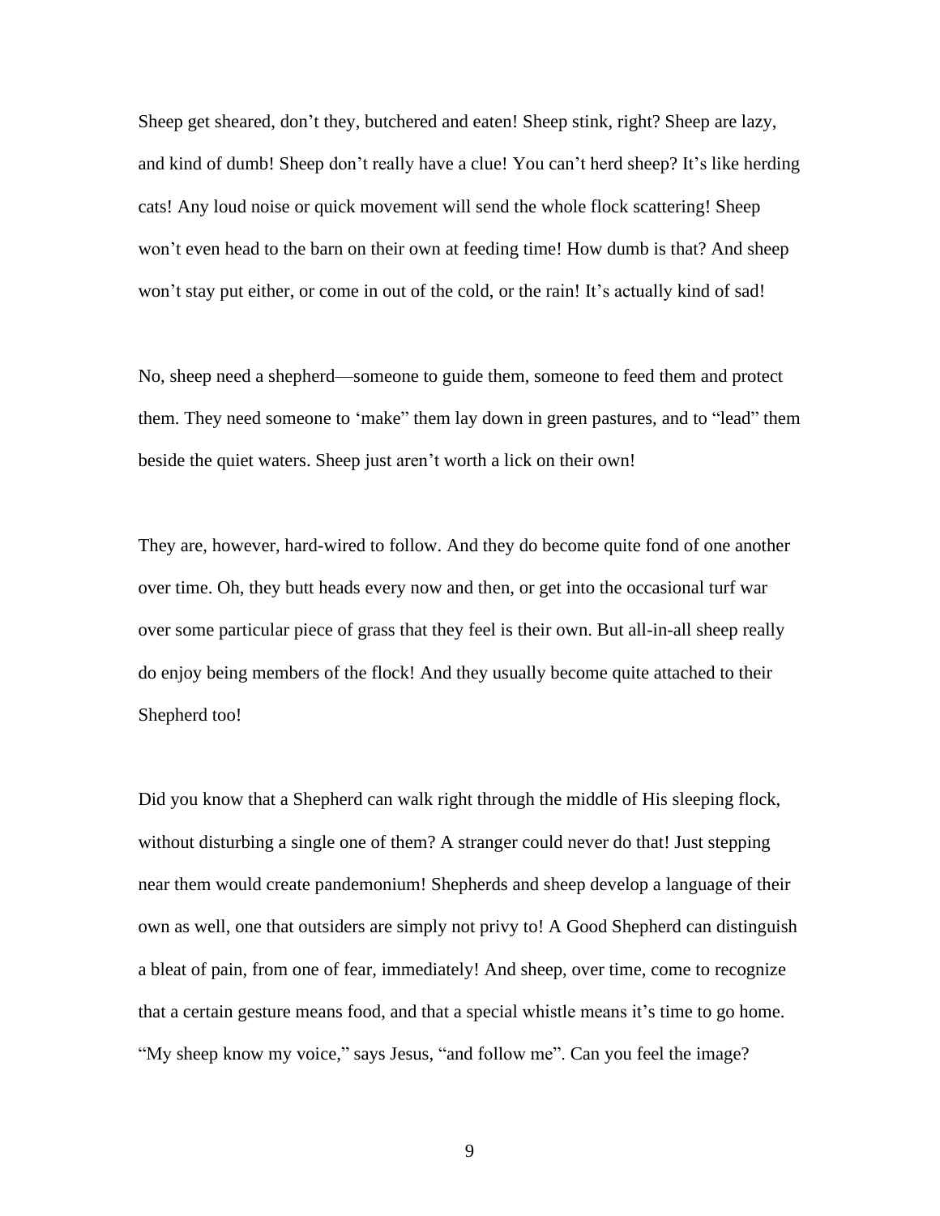Sheep get sheared, don't they, butchered and eaten! Sheep stink, right? Sheep are lazy, and kind of dumb! Sheep don't really have a clue! You can't herd sheep? It's like herding cats! Any loud noise or quick movement will send the whole flock scattering! Sheep won't even head to the barn on their own at feeding time! How dumb is that? And sheep won't stay put either, or come in out of the cold, or the rain! It's actually kind of sad!

No, sheep need a shepherd—someone to guide them, someone to feed them and protect them. They need someone to 'make" them lay down in green pastures, and to "lead" them beside the quiet waters. Sheep just aren't worth a lick on their own!

They are, however, hard-wired to follow. And they do become quite fond of one another over time. Oh, they butt heads every now and then, or get into the occasional turf war over some particular piece of grass that they feel is their own. But all-in-all sheep really do enjoy being members of the flock! And they usually become quite attached to their Shepherd too!

Did you know that a Shepherd can walk right through the middle of His sleeping flock, without disturbing a single one of them? A stranger could never do that! Just stepping near them would create pandemonium! Shepherds and sheep develop a language of their own as well, one that outsiders are simply not privy to! A Good Shepherd can distinguish a bleat of pain, from one of fear, immediately! And sheep, over time, come to recognize that a certain gesture means food, and that a special whistle means it's time to go home. "My sheep know my voice," says Jesus, "and follow me". Can you feel the image?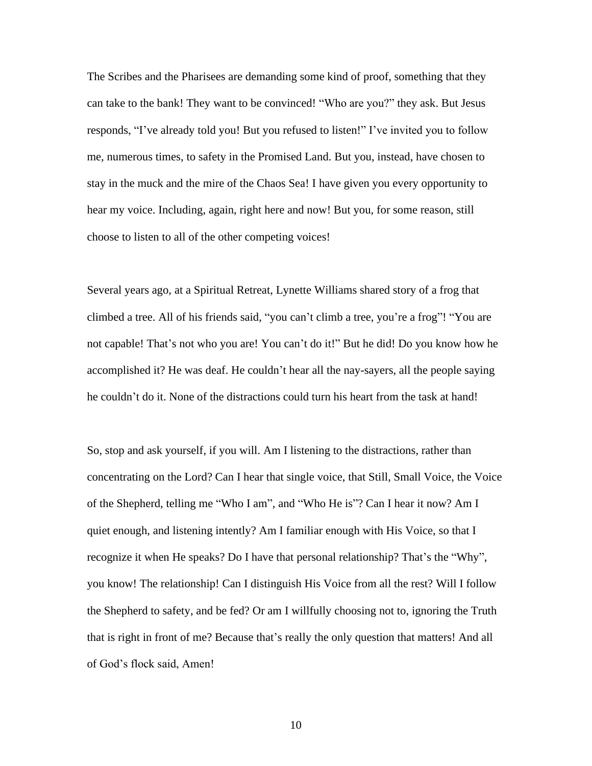The Scribes and the Pharisees are demanding some kind of proof, something that they can take to the bank! They want to be convinced! "Who are you?" they ask. But Jesus responds, "I've already told you! But you refused to listen!" I've invited you to follow me, numerous times, to safety in the Promised Land. But you, instead, have chosen to stay in the muck and the mire of the Chaos Sea! I have given you every opportunity to hear my voice. Including, again, right here and now! But you, for some reason, still choose to listen to all of the other competing voices!

Several years ago, at a Spiritual Retreat, Lynette Williams shared story of a frog that climbed a tree. All of his friends said, "you can't climb a tree, you're a frog"! "You are not capable! That's not who you are! You can't do it!" But he did! Do you know how he accomplished it? He was deaf. He couldn't hear all the nay-sayers, all the people saying he couldn't do it. None of the distractions could turn his heart from the task at hand!

So, stop and ask yourself, if you will. Am I listening to the distractions, rather than concentrating on the Lord? Can I hear that single voice, that Still, Small Voice, the Voice of the Shepherd, telling me "Who I am", and "Who He is"? Can I hear it now? Am I quiet enough, and listening intently? Am I familiar enough with His Voice, so that I recognize it when He speaks? Do I have that personal relationship? That's the "Why", you know! The relationship! Can I distinguish His Voice from all the rest? Will I follow the Shepherd to safety, and be fed? Or am I willfully choosing not to, ignoring the Truth that is right in front of me? Because that's really the only question that matters! And all of God's flock said, Amen!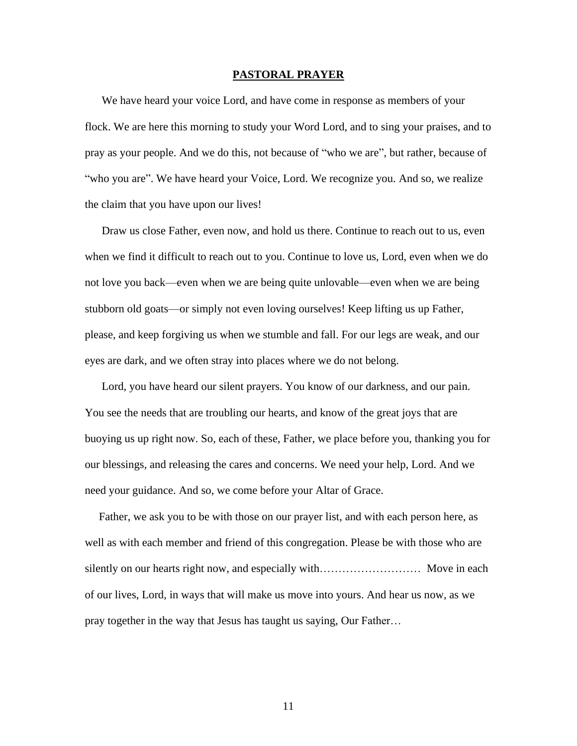**PASTORAL PRAYER**

We have heard your voice Lord, and have come in response as members of your flock. We are here this morning to study your Word Lord, and to sing your praises, and to pray as your people. And we do this, not because of “who we are”, but rather, because of “who you are”. We have heard your Voice, Lord. We recognize you. And so, we realize the claim that you have upon our lives!

Draw us close Father, even now, and hold us there. Continue to reach out to us, even when we find it difficult to reach out to you. Continue to love us, Lord, even when we do not love you back—even when we are being quite unlovable—even when we are being stubborn old goats—or simply not even loving ourselves! Keep lifting us up Father, please, and keep forgiving us when we stumble and fall. For our legs are weak, and our eyes are dark, and we often stray into places where we do not belong.

Lord, you have heard our silent prayers. You know of our darkness, and our pain. You see the needs that are troubling our hearts, and know of the great joys that are buoying us up right now. So, each of these, Father, we place before you, thanking you for our blessings, and releasing the cares and concerns. We need your help, Lord. And we need your guidance. And so, we come before your Altar of Grace.

Father, we ask you to be with those on our prayer list, and with each person here, as well as with each member and friend of this congregation. Please be with those who are silently on our hearts right now, and especially with……………………… Move in each of our lives, Lord, in ways that will make us move into yours. And hear us now, as we pray together in the way that Jesus has taught us saying, Our Father…